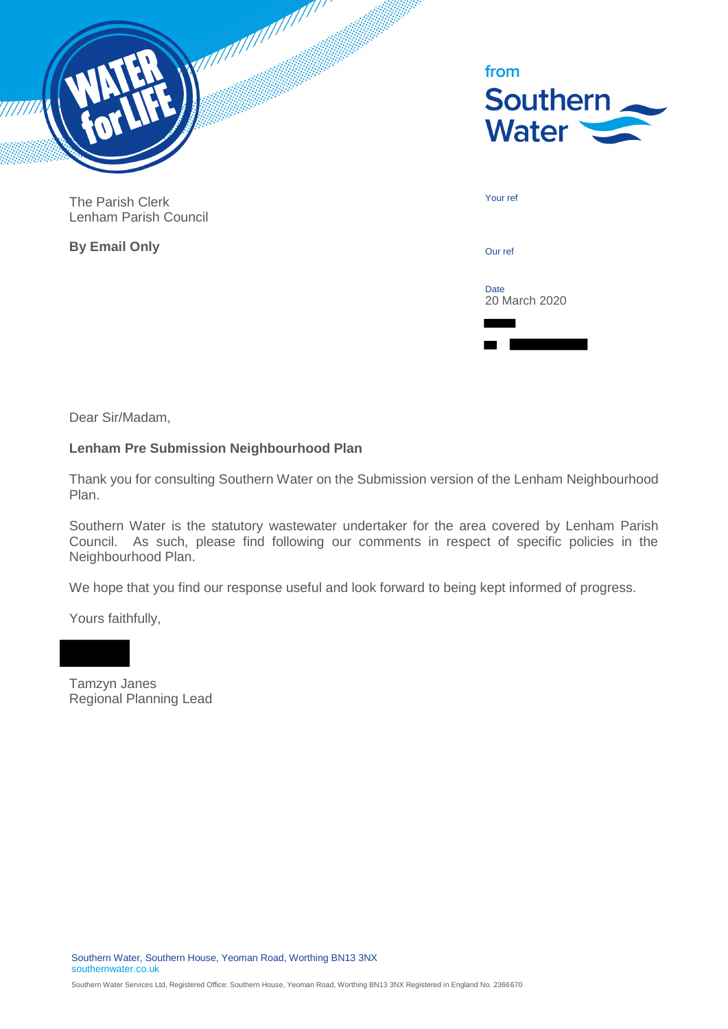from
Southern Water

The Parish Clerk
Lenham Parish Council

**By Email Only**

Your ref

Our ref

Date
20 March 2020

Dear Sir/Madam,

**Lenham Pre Submission Neighbourhood Plan**

Thank you for consulting Southern Water on the Submission version of the Lenham Neighbourhood Plan.

Southern Water is the statutory wastewater undertaker for the area covered by Lenham Parish Council. As such, please find following our comments in respect of specific policies in the Neighbourhood Plan.

We hope that you find our response useful and look forward to being kept informed of progress.

Yours faithfully,

Tamzyn Janes
Regional Planning Lead

Southern Water, Southern House, Yeoman Road, Worthing BN13 3NX
southernwater.co.uk

Southern Water Services Ltd, Registered Office: Southern House, Yeoman Road, Worthing BN13 3NX Registered in England No. 2366670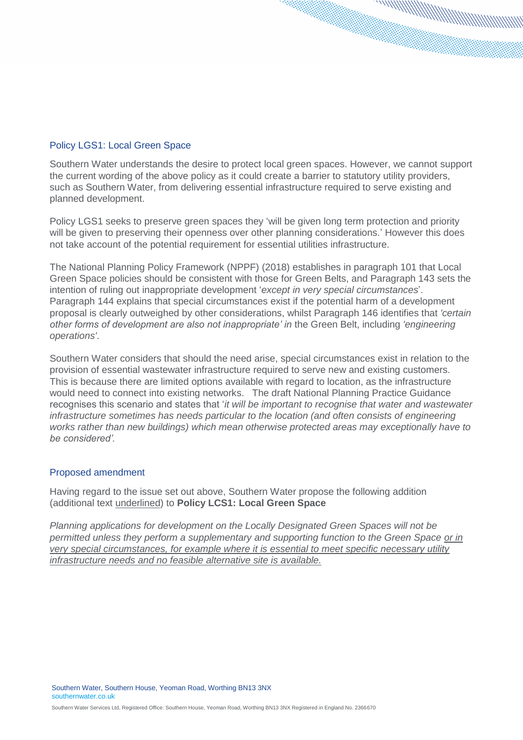## Policy LGS1: Local Green Space

Southern Water understands the desire to protect local green spaces. However, we cannot support the current wording of the above policy as it could create a barrier to statutory utility providers, such as Southern Water, from delivering essential infrastructure required to serve existing and planned development.

Policy LGS1 seeks to preserve green spaces they 'will be given long term protection and priority will be given to preserving their openness over other planning considerations.' However this does not take account of the potential requirement for essential utilities infrastructure.

The National Planning Policy Framework (NPPF) (2018) establishes in paragraph 101 that Local Green Space policies should be consistent with those for Green Belts, and Paragraph 143 sets the intention of ruling out inappropriate development '*except in very special circumstances*'. Paragraph 144 explains that special circumstances exist if the potential harm of a development proposal is clearly outweighed by other considerations, whilst Paragraph 146 identifies that *'certain other forms of development are also not inappropriate' in* the Green Belt, including *'engineering operations'*.

Southern Water considers that should the need arise, special circumstances exist in relation to the provision of essential wastewater infrastructure required to serve new and existing customers. This is because there are limited options available with regard to location, as the infrastructure would need to connect into existing networks. The draft National Planning Practice Guidance recognises this scenario and states that '*it will be important to recognise that water and wastewater infrastructure sometimes has needs particular to the location (and often consists of engineering works rather than new buildings) which mean otherwise protected areas may exceptionally have to be considered'.*

## Proposed amendment

Having regard to the issue set out above, Southern Water propose the following addition (additional text <u>underlined</u>) to **Policy LCS1: Local Green Space**

*Planning applications for development on the Locally Designated Green Spaces will not be permitted unless they perform a supplementary and supporting function to the Green Space <u>or in very special circumstances, for example where it is essential to meet specific necessary utility infrastructure needs and no feasible alternative site is available.</u>*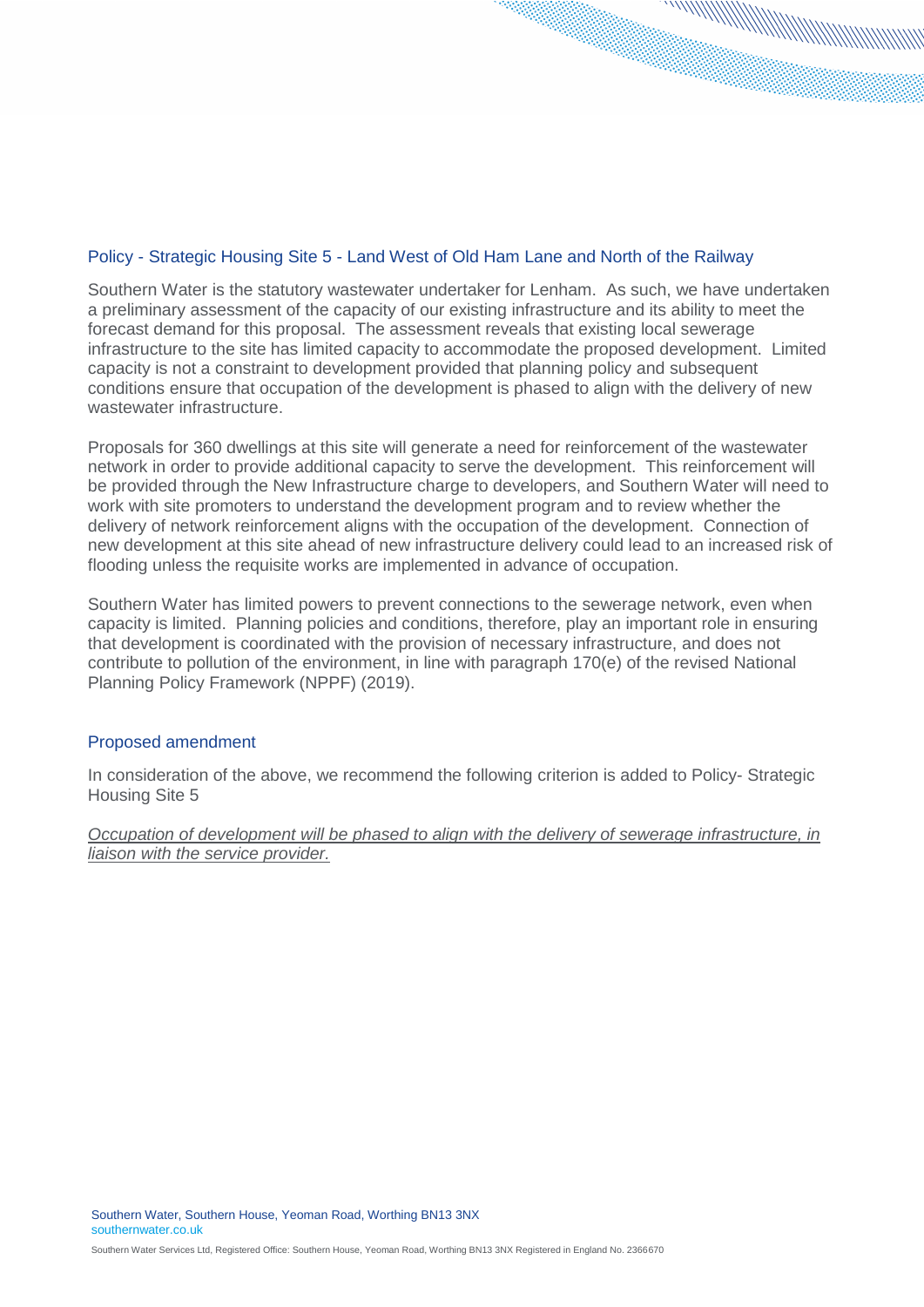### Policy - Strategic Housing Site 5 - Land West of Old Ham Lane and North of the Railway

Southern Water is the statutory wastewater undertaker for Lenham. As such, we have undertaken a preliminary assessment of the capacity of our existing infrastructure and its ability to meet the forecast demand for this proposal. The assessment reveals that existing local sewerage infrastructure to the site has limited capacity to accommodate the proposed development. Limited capacity is not a constraint to development provided that planning policy and subsequent conditions ensure that occupation of the development is phased to align with the delivery of new wastewater infrastructure.

Proposals for 360 dwellings at this site will generate a need for reinforcement of the wastewater network in order to provide additional capacity to serve the development. This reinforcement will be provided through the New Infrastructure charge to developers, and Southern Water will need to work with site promoters to understand the development program and to review whether the delivery of network reinforcement aligns with the occupation of the development. Connection of new development at this site ahead of new infrastructure delivery could lead to an increased risk of flooding unless the requisite works are implemented in advance of occupation.

Southern Water has limited powers to prevent connections to the sewerage network, even when capacity is limited. Planning policies and conditions, therefore, play an important role in ensuring that development is coordinated with the provision of necessary infrastructure, and does not contribute to pollution of the environment, in line with paragraph 170(e) of the revised National Planning Policy Framework (NPPF) (2019).

### Proposed amendment

In consideration of the above, we recommend the following criterion is added to Policy- Strategic Housing Site 5

*<u>Occupation of development will be phased to align with the delivery of sewerage infrastructure, in liaison with the service provider.</u>*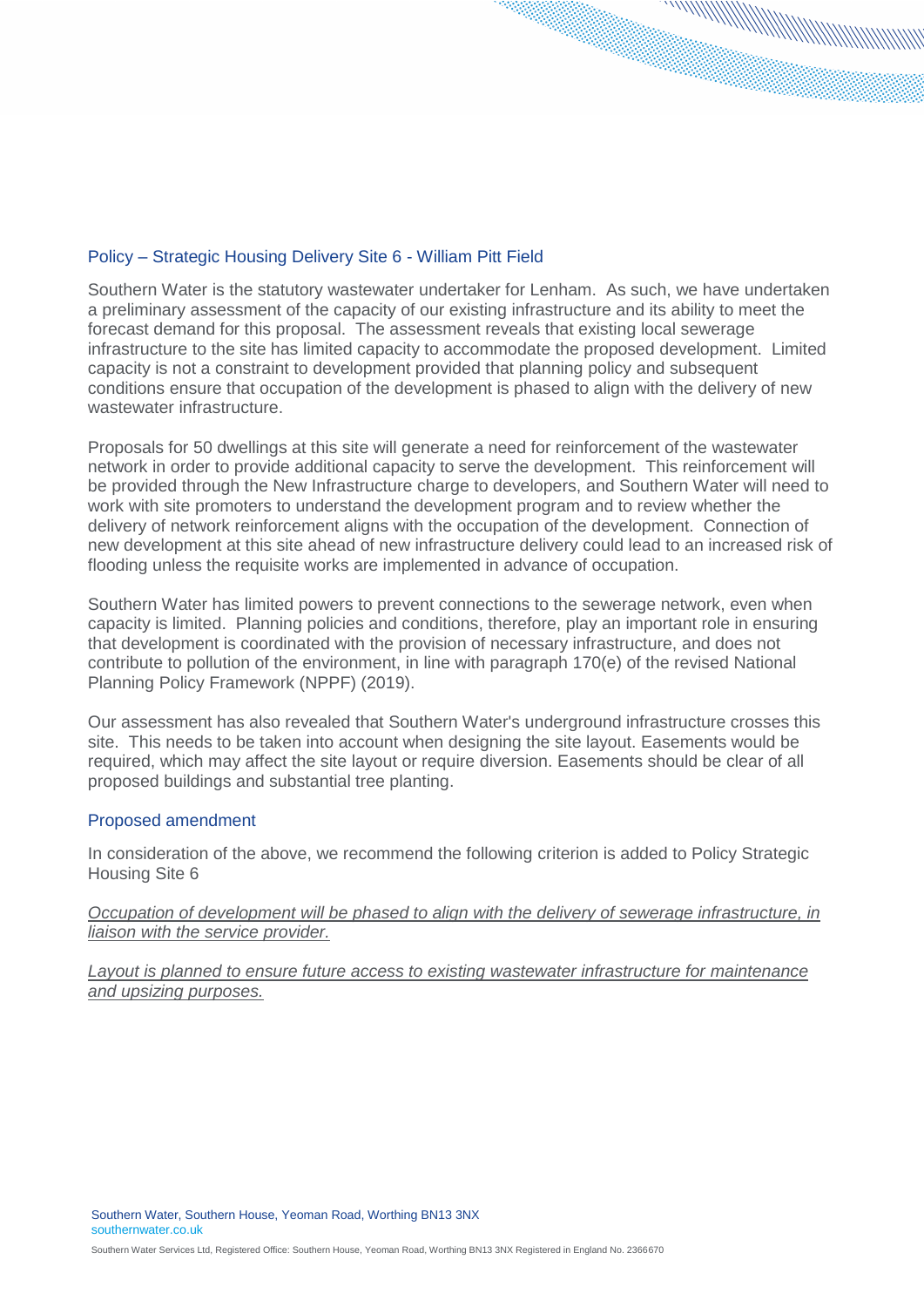## Policy – Strategic Housing Delivery Site 6 - William Pitt Field

Southern Water is the statutory wastewater undertaker for Lenham. As such, we have undertaken a preliminary assessment of the capacity of our existing infrastructure and its ability to meet the forecast demand for this proposal. The assessment reveals that existing local sewerage infrastructure to the site has limited capacity to accommodate the proposed development. Limited capacity is not a constraint to development provided that planning policy and subsequent conditions ensure that occupation of the development is phased to align with the delivery of new wastewater infrastructure.

Proposals for 50 dwellings at this site will generate a need for reinforcement of the wastewater network in order to provide additional capacity to serve the development. This reinforcement will be provided through the New Infrastructure charge to developers, and Southern Water will need to work with site promoters to understand the development program and to review whether the delivery of network reinforcement aligns with the occupation of the development. Connection of new development at this site ahead of new infrastructure delivery could lead to an increased risk of flooding unless the requisite works are implemented in advance of occupation.

Southern Water has limited powers to prevent connections to the sewerage network, even when capacity is limited. Planning policies and conditions, therefore, play an important role in ensuring that development is coordinated with the provision of necessary infrastructure, and does not contribute to pollution of the environment, in line with paragraph 170(e) of the revised National Planning Policy Framework (NPPF) (2019).

Our assessment has also revealed that Southern Water's underground infrastructure crosses this site. This needs to be taken into account when designing the site layout. Easements would be required, which may affect the site layout or require diversion. Easements should be clear of all proposed buildings and substantial tree planting.

## Proposed amendment

In consideration of the above, we recommend the following criterion is added to Policy Strategic Housing Site 6

*Occupation of development will be phased to align with the delivery of sewerage infrastructure, in liaison with the service provider.*

*Layout is planned to ensure future access to existing wastewater infrastructure for maintenance and upsizing purposes.*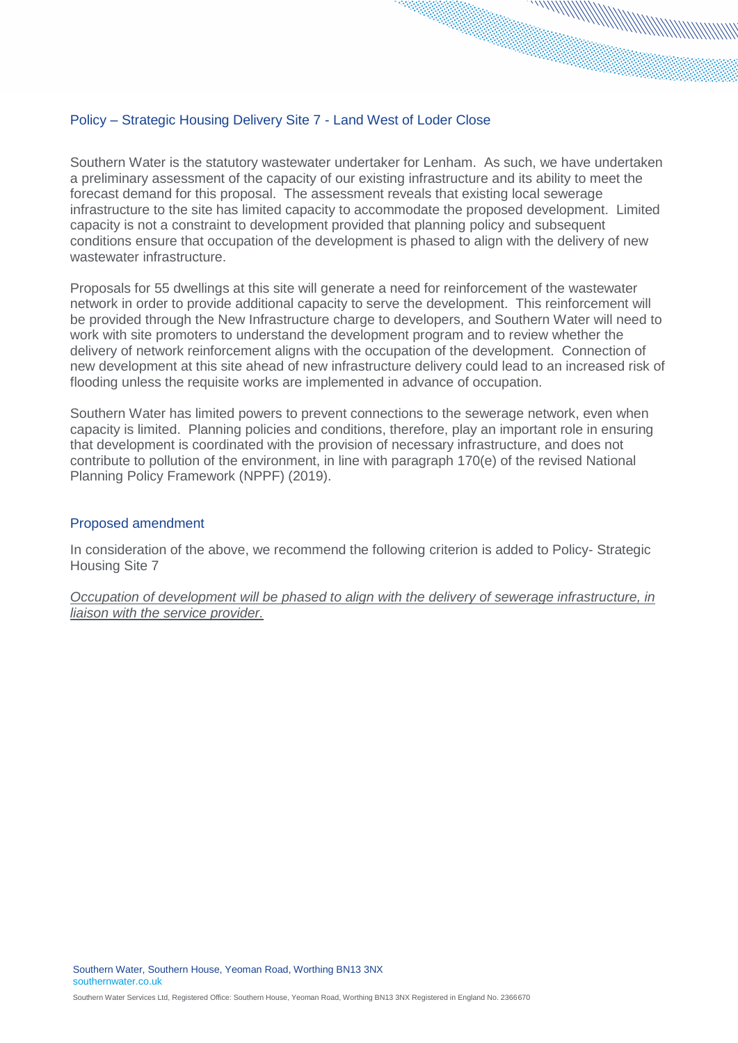## Policy – Strategic Housing Delivery Site 7 - Land West of Loder Close

Southern Water is the statutory wastewater undertaker for Lenham. As such, we have undertaken a preliminary assessment of the capacity of our existing infrastructure and its ability to meet the forecast demand for this proposal. The assessment reveals that existing local sewerage infrastructure to the site has limited capacity to accommodate the proposed development. Limited capacity is not a constraint to development provided that planning policy and subsequent conditions ensure that occupation of the development is phased to align with the delivery of new wastewater infrastructure.

Proposals for 55 dwellings at this site will generate a need for reinforcement of the wastewater network in order to provide additional capacity to serve the development. This reinforcement will be provided through the New Infrastructure charge to developers, and Southern Water will need to work with site promoters to understand the development program and to review whether the delivery of network reinforcement aligns with the occupation of the development. Connection of new development at this site ahead of new infrastructure delivery could lead to an increased risk of flooding unless the requisite works are implemented in advance of occupation.

Southern Water has limited powers to prevent connections to the sewerage network, even when capacity is limited. Planning policies and conditions, therefore, play an important role in ensuring that development is coordinated with the provision of necessary infrastructure, and does not contribute to pollution of the environment, in line with paragraph 170(e) of the revised National Planning Policy Framework (NPPF) (2019).

## Proposed amendment

In consideration of the above, we recommend the following criterion is added to Policy- Strategic Housing Site 7

<u>*Occupation of development will be phased to align with the delivery of sewerage infrastructure, in liaison with the service provider.*</u>

Southern Water, Southern House, Yeoman Road, Worthing BN13 3NX
southernwater.co.uk

Southern Water Services Ltd, Registered Office: Southern House, Yeoman Road, Worthing BN13 3NX Registered in England No. 2366670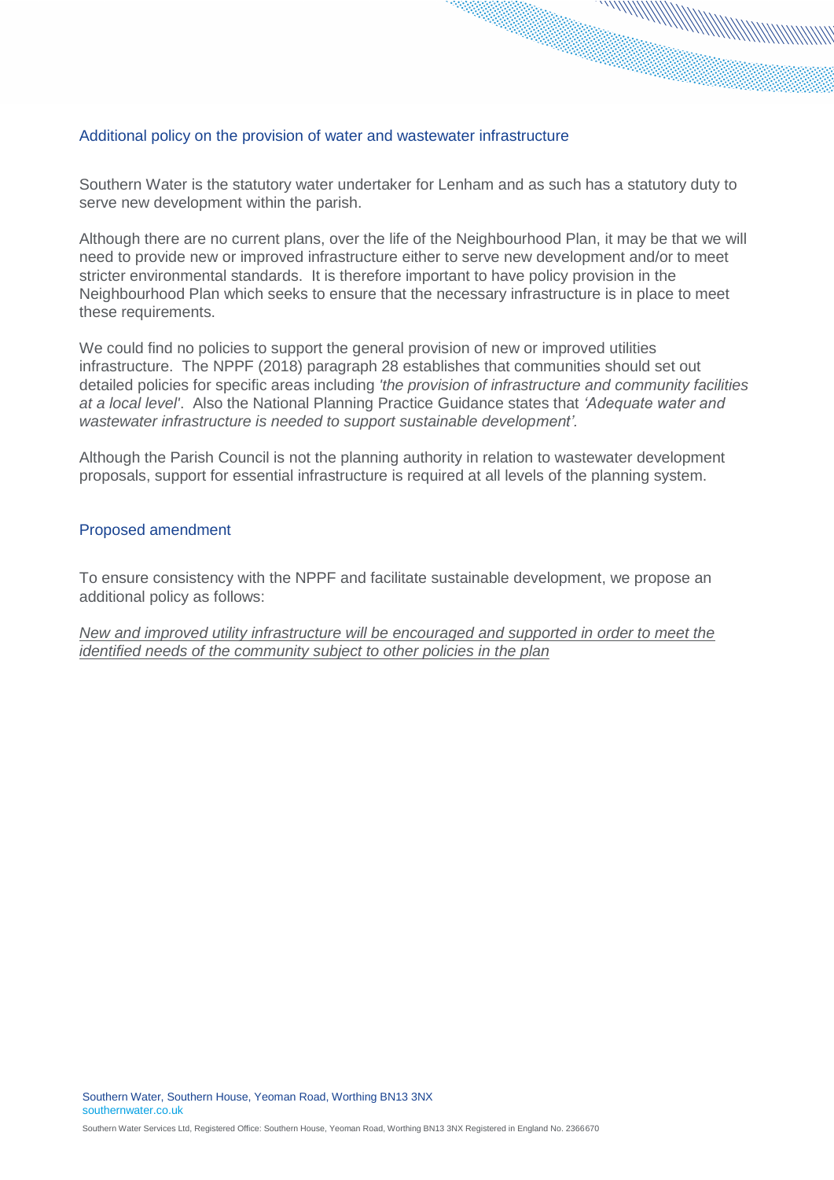## Additional policy on the provision of water and wastewater infrastructure

Southern Water is the statutory water undertaker for Lenham and as such has a statutory duty to serve new development within the parish.

Although there are no current plans, over the life of the Neighbourhood Plan, it may be that we will need to provide new or improved infrastructure either to serve new development and/or to meet stricter environmental standards. It is therefore important to have policy provision in the Neighbourhood Plan which seeks to ensure that the necessary infrastructure is in place to meet these requirements.

We could find no policies to support the general provision of new or improved utilities infrastructure. The NPPF (2018) paragraph 28 establishes that communities should set out detailed policies for specific areas including *'the provision of infrastructure and community facilities at a local level'*. Also the National Planning Practice Guidance states that *'Adequate water and wastewater infrastructure is needed to support sustainable development'*.

Although the Parish Council is not the planning authority in relation to wastewater development proposals, support for essential infrastructure is required at all levels of the planning system.

## Proposed amendment

To ensure consistency with the NPPF and facilitate sustainable development, we propose an additional policy as follows:

*New and improved utility infrastructure will be encouraged and supported in order to meet the identified needs of the community subject to other policies in the plan*